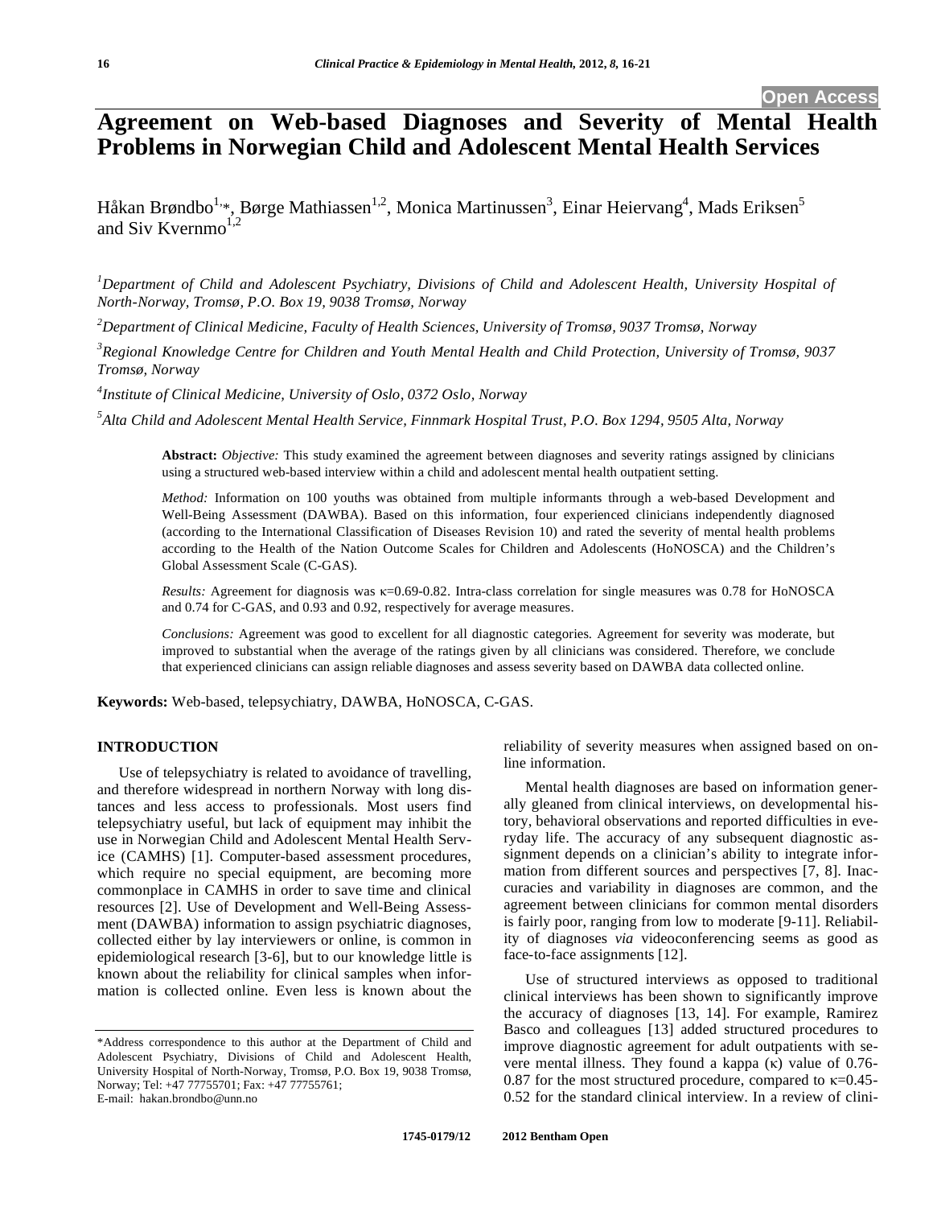# Agreement on Web-based Diagnoses and Severity of Mental Health Problems in Norwegian Child and Adolescent Mental Health Services

Håkan Brøndbo[1,*], Børge Mathiassen[1,2], Monica Martinussen[3], Einar Heiervang[4], Mads Eriksen[5] and Siv Kvernmo[1,2]

[1] *Department of Child and Adolescent Psychiatry, Divisions of Child and Adolescent Health, University Hospital of North-Norway, Tromsø, P.O. Box 19, 9038 Tromsø, Norway*

[2] *Department of Clinical Medicine, Faculty of Health Sciences, University of Tromsø, 9037 Tromsø, Norway*

[3] *Regional Knowledge Centre for Children and Youth Mental Health and Child Protection, University of Tromsø, 9037 Tromsø, Norway*

[4] *Institute of Clinical Medicine, University of Oslo, 0372 Oslo, Norway*

[5] *Alta Child and Adolescent Mental Health Service, Finnmark Hospital Trust, P.O. Box 1294, 9505 Alta, Norway*

**Abstract:** *Objective:* This study examined the agreement between diagnoses and severity ratings assigned by clinicians using a structured web-based interview within a child and adolescent mental health outpatient setting.

*Method:* Information on 100 youths was obtained from multiple informants through a web-based Development and Well-Being Assessment (DAWBA). Based on this information, four experienced clinicians independently diagnosed (according to the International Classification of Diseases Revision 10) and rated the severity of mental health problems according to the Health of the Nation Outcome Scales for Children and Adolescents (HoNOSCA) and the Children's Global Assessment Scale (C-GAS).

*Results:* Agreement for diagnosis was $\kappa$=0.69-0.82. Intra-class correlation for single measures was 0.78 for HoNOSCA and 0.74 for C-GAS, and 0.93 and 0.92, respectively for average measures.

*Conclusions:* Agreement was good to excellent for all diagnostic categories. Agreement for severity was moderate, but improved to substantial when the average of the ratings given by all clinicians was considered. Therefore, we conclude that experienced clinicians can assign reliable diagnoses and assess severity based on DAWBA data collected online.

**Keywords:** Web-based, telepsychiatry, DAWBA, HoNOSCA, C-GAS.

## INTRODUCTION

Use of telepsychiatry is related to avoidance of travelling, and therefore widespread in northern Norway with long distances and less access to professionals. Most users find telepsychiatry useful, but lack of equipment may inhibit the use in Norwegian Child and Adolescent Mental Health Service (CAMHS) [1]. Computer-based assessment procedures, which require no special equipment, are becoming more commonplace in CAMHS in order to save time and clinical resources [2]. Use of Development and Well-Being Assessment (DAWBA) information to assign psychiatric diagnoses, collected either by lay interviewers or online, is common in epidemiological research [3-6], but to our knowledge little is known about the reliability for clinical samples when information is collected online. Even less is known about the reliability of severity measures when assigned based on online information.

Mental health diagnoses are based on information generally gleaned from clinical interviews, on developmental history, behavioral observations and reported difficulties in everyday life. The accuracy of any subsequent diagnostic assignment depends on a clinician's ability to integrate information from different sources and perspectives [7, 8]. Inaccuracies and variability in diagnoses are common, and the agreement between clinicians for common mental disorders is fairly poor, ranging from low to moderate [9-11]. Reliability of diagnoses *via* videoconferencing seems as good as face-to-face assignments [12].

Use of structured interviews as opposed to traditional clinical interviews has been shown to significantly improve the accuracy of diagnoses [13, 14]. For example, Ramirez Basco and colleagues [13] added structured procedures to improve diagnostic agreement for adult outpatients with severe mental illness. They found a kappa ($\kappa$) value of 0.76-0.87 for the most structured procedure, compared to $\kappa$=0.45-0.52 for the standard clinical interview. In a review of clini-

*Address correspondence to this author at the Department of Child and Adolescent Psychiatry, Divisions of Child and Adolescent Health, University Hospital of North-Norway, Tromsø, P.O. Box 19, 9038 Tromsø, Norway; Tel: +47 77755701; Fax: +47 77755761; E-mail: hakan.brondbo@unn.no

1745-0179/12 2012 Bentham Open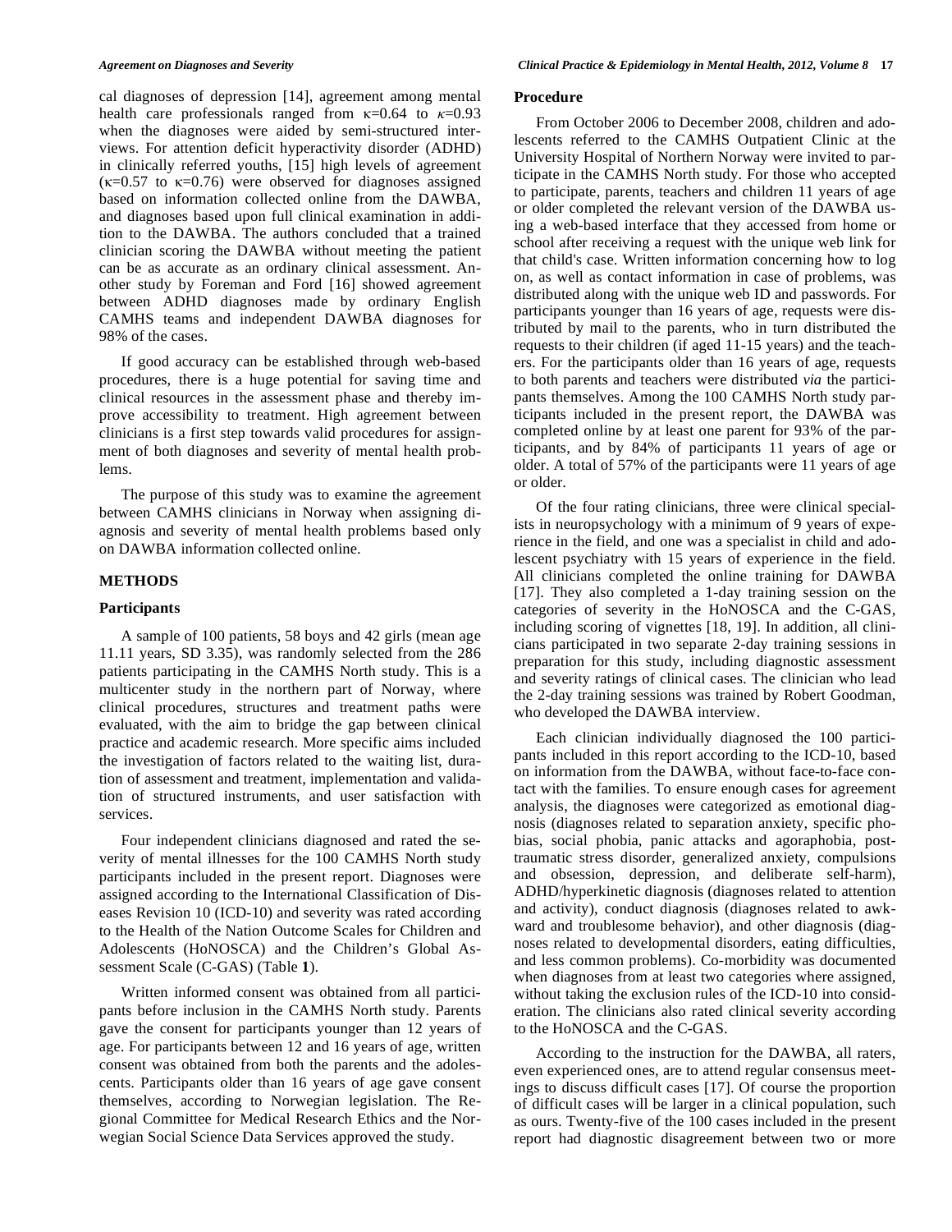cal diagnoses of depression [14], agreement among mental health care professionals ranged from $\kappa$=0.64 to $\kappa$=0.93 when the diagnoses were aided by semi-structured interviews. For attention deficit hyperactivity disorder (ADHD) in clinically referred youths, [15] high levels of agreement ($\kappa$=0.57 to $\kappa$=0.76) were observed for diagnoses assigned based on information collected online from the DAWBA, and diagnoses based upon full clinical examination in addition to the DAWBA. The authors concluded that a trained clinician scoring the DAWBA without meeting the patient can be as accurate as an ordinary clinical assessment. Another study by Foreman and Ford [16] showed agreement between ADHD diagnoses made by ordinary English CAMHS teams and independent DAWBA diagnoses for 98% of the cases.

If good accuracy can be established through web-based procedures, there is a huge potential for saving time and clinical resources in the assessment phase and thereby improve accessibility to treatment. High agreement between clinicians is a first step towards valid procedures for assignment of both diagnoses and severity of mental health problems.

The purpose of this study was to examine the agreement between CAMHS clinicians in Norway when assigning diagnosis and severity of mental health problems based only on DAWBA information collected online.

## METHODS

### Participants

A sample of 100 patients, 58 boys and 42 girls (mean age 11.11 years, SD 3.35), was randomly selected from the 286 patients participating in the CAMHS North study. This is a multicenter study in the northern part of Norway, where clinical procedures, structures and treatment paths were evaluated, with the aim to bridge the gap between clinical practice and academic research. More specific aims included the investigation of factors related to the waiting list, duration of assessment and treatment, implementation and validation of structured instruments, and user satisfaction with services.

Four independent clinicians diagnosed and rated the severity of mental illnesses for the 100 CAMHS North study participants included in the present report. Diagnoses were assigned according to the International Classification of Diseases Revision 10 (ICD-10) and severity was rated according to the Health of the Nation Outcome Scales for Children and Adolescents (HoNOSCA) and the Children's Global Assessment Scale (C-GAS) (Table **1**).

Written informed consent was obtained from all participants before inclusion in the CAMHS North study. Parents gave the consent for participants younger than 12 years of age. For participants between 12 and 16 years of age, written consent was obtained from both the parents and the adolescents. Participants older than 16 years of age gave consent themselves, according to Norwegian legislation. The Regional Committee for Medical Research Ethics and the Norwegian Social Science Data Services approved the study.

### Procedure

From October 2006 to December 2008, children and adolescents referred to the CAMHS Outpatient Clinic at the University Hospital of Northern Norway were invited to participate in the CAMHS North study. For those who accepted to participate, parents, teachers and children 11 years of age or older completed the relevant version of the DAWBA using a web-based interface that they accessed from home or school after receiving a request with the unique web link for that child's case. Written information concerning how to log on, as well as contact information in case of problems, was distributed along with the unique web ID and passwords. For participants younger than 16 years of age, requests were distributed by mail to the parents, who in turn distributed the requests to their children (if aged 11-15 years) and the teachers. For the participants older than 16 years of age, requests to both parents and teachers were distributed *via* the participants themselves. Among the 100 CAMHS North study participants included in the present report, the DAWBA was completed online by at least one parent for 93% of the participants, and by 84% of participants 11 years of age or older. A total of 57% of the participants were 11 years of age or older.

Of the four rating clinicians, three were clinical specialists in neuropsychology with a minimum of 9 years of experience in the field, and one was a specialist in child and adolescent psychiatry with 15 years of experience in the field. All clinicians completed the online training for DAWBA [17]. They also completed a 1-day training session on the categories of severity in the HoNOSCA and the C-GAS, including scoring of vignettes [18, 19]. In addition, all clinicians participated in two separate 2-day training sessions in preparation for this study, including diagnostic assessment and severity ratings of clinical cases. The clinician who lead the 2-day training sessions was trained by Robert Goodman, who developed the DAWBA interview.

Each clinician individually diagnosed the 100 participants included in this report according to the ICD-10, based on information from the DAWBA, without face-to-face contact with the families. To ensure enough cases for agreement analysis, the diagnoses were categorized as emotional diagnosis (diagnoses related to separation anxiety, specific phobias, social phobia, panic attacks and agoraphobia, post-traumatic stress disorder, generalized anxiety, compulsions and obsession, depression, and deliberate self-harm), ADHD/hyperkinetic diagnosis (diagnoses related to attention and activity), conduct diagnosis (diagnoses related to awkward and troublesome behavior), and other diagnosis (diagnoses related to developmental disorders, eating difficulties, and less common problems). Co-morbidity was documented when diagnoses from at least two categories where assigned, without taking the exclusion rules of the ICD-10 into consideration. The clinicians also rated clinical severity according to the HoNOSCA and the C-GAS.

According to the instruction for the DAWBA, all raters, even experienced ones, are to attend regular consensus meetings to discuss difficult cases [17]. Of course the proportion of difficult cases will be larger in a clinical population, such as ours. Twenty-five of the 100 cases included in the present report had diagnostic disagreement between two or more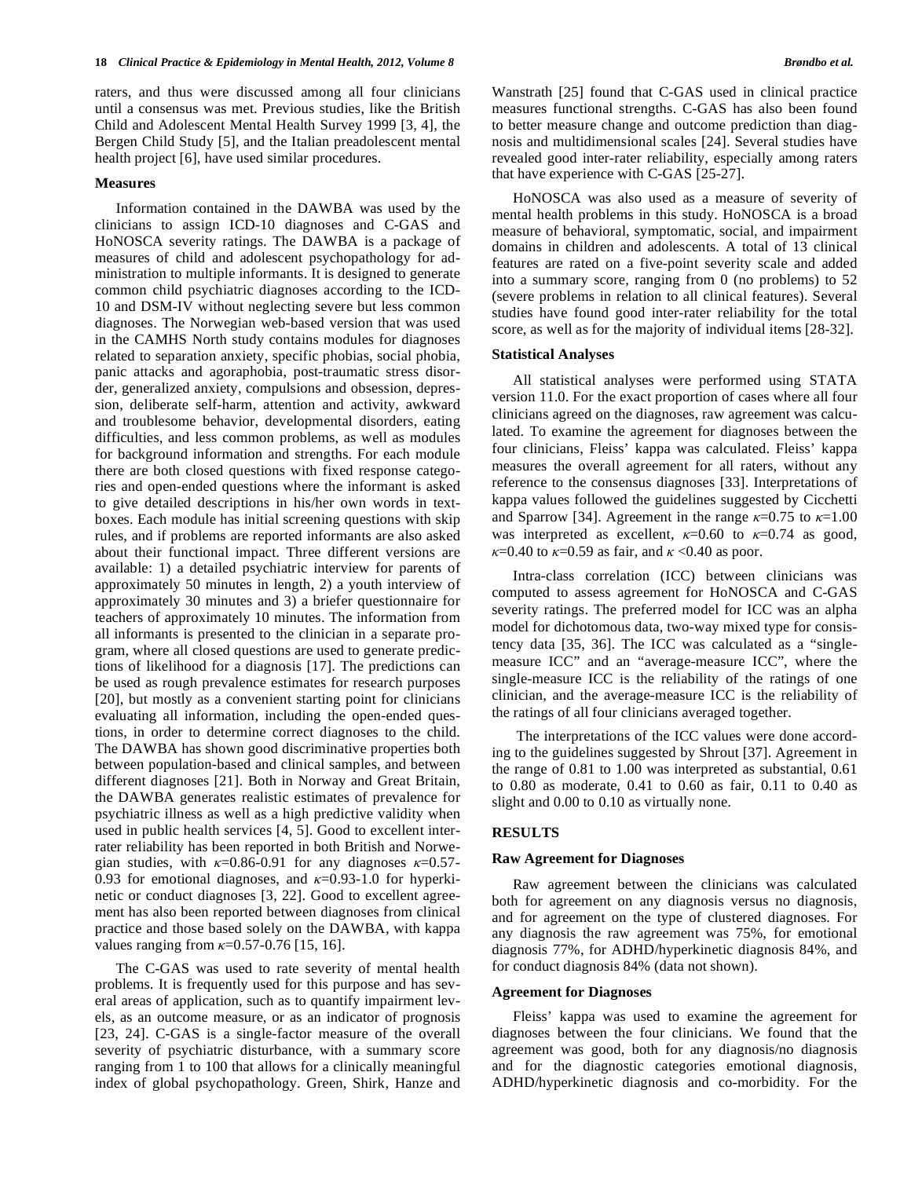raters, and thus were discussed among all four clinicians until a consensus was met. Previous studies, like the British Child and Adolescent Mental Health Survey 1999 [3, 4], the Bergen Child Study [5], and the Italian preadolescent mental health project [6], have used similar procedures.

### Measures

Information contained in the DAWBA was used by the clinicians to assign ICD-10 diagnoses and C-GAS and HoNOSCA severity ratings. The DAWBA is a package of measures of child and adolescent psychopathology for administration to multiple informants. It is designed to generate common child psychiatric diagnoses according to the ICD-10 and DSM-IV without neglecting severe but less common diagnoses. The Norwegian web-based version that was used in the CAMHS North study contains modules for diagnoses related to separation anxiety, specific phobias, social phobia, panic attacks and agoraphobia, post-traumatic stress disorder, generalized anxiety, compulsions and obsession, depression, deliberate self-harm, attention and activity, awkward and troublesome behavior, developmental disorders, eating difficulties, and less common problems, as well as modules for background information and strengths. For each module there are both closed questions with fixed response categories and open-ended questions where the informant is asked to give detailed descriptions in his/her own words in text-boxes. Each module has initial screening questions with skip rules, and if problems are reported informants are also asked about their functional impact. Three different versions are available: 1) a detailed psychiatric interview for parents of approximately 50 minutes in length, 2) a youth interview of approximately 30 minutes and 3) a briefer questionnaire for teachers of approximately 10 minutes. The information from all informants is presented to the clinician in a separate program, where all closed questions are used to generate predictions of likelihood for a diagnosis [17]. The predictions can be used as rough prevalence estimates for research purposes [20], but mostly as a convenient starting point for clinicians evaluating all information, including the open-ended questions, in order to determine correct diagnoses to the child. The DAWBA has shown good discriminative properties both between population-based and clinical samples, and between different diagnoses [21]. Both in Norway and Great Britain, the DAWBA generates realistic estimates of prevalence for psychiatric illness as well as a high predictive validity when used in public health services [4, 5]. Good to excellent inter-rater reliability has been reported in both British and Norwegian studies, with $\kappa$=0.86-0.91 for any diagnoses $\kappa$=0.57-0.93 for emotional diagnoses, and $\kappa$=0.93-1.0 for hyperkinetic or conduct diagnoses [3, 22]. Good to excellent agreement has also been reported between diagnoses from clinical practice and those based solely on the DAWBA, with kappa values ranging from $\kappa$=0.57-0.76 [15, 16].

The C-GAS was used to rate severity of mental health problems. It is frequently used for this purpose and has several areas of application, such as to quantify impairment levels, as an outcome measure, or as an indicator of prognosis [23, 24]. C-GAS is a single-factor measure of the overall severity of psychiatric disturbance, with a summary score ranging from 1 to 100 that allows for a clinically meaningful index of global psychopathology. Green, Shirk, Hanze and Wanstrath [25] found that C-GAS used in clinical practice measures functional strengths. C-GAS has also been found to better measure change and outcome prediction than diagnosis and multidimensional scales [24]. Several studies have revealed good inter-rater reliability, especially among raters that have experience with C-GAS [25-27].

HoNOSCA was also used as a measure of severity of mental health problems in this study. HoNOSCA is a broad measure of behavioral, symptomatic, social, and impairment domains in children and adolescents. A total of 13 clinical features are rated on a five-point severity scale and added into a summary score, ranging from 0 (no problems) to 52 (severe problems in relation to all clinical features). Several studies have found good inter-rater reliability for the total score, as well as for the majority of individual items [28-32].

### Statistical Analyses

All statistical analyses were performed using STATA version 11.0. For the exact proportion of cases where all four clinicians agreed on the diagnoses, raw agreement was calculated. To examine the agreement for diagnoses between the four clinicians, Fleiss' kappa was calculated. Fleiss' kappa measures the overall agreement for all raters, without any reference to the consensus diagnoses [33]. Interpretations of kappa values followed the guidelines suggested by Cicchetti and Sparrow [34]. Agreement in the range $\kappa$=0.75 to $\kappa$=1.00 was interpreted as excellent, $\kappa$=0.60 to $\kappa$=0.74 as good, $\kappa$=0.40 to $\kappa$=0.59 as fair, and $\kappa$ <0.40 as poor.

Intra-class correlation (ICC) between clinicians was computed to assess agreement for HoNOSCA and C-GAS severity ratings. The preferred model for ICC was an alpha model for dichotomous data, two-way mixed type for consistency data [35, 36]. The ICC was calculated as a "single-measure ICC" and an "average-measure ICC", where the single-measure ICC is the reliability of the ratings of one clinician, and the average-measure ICC is the reliability of the ratings of all four clinicians averaged together.

The interpretations of the ICC values were done according to the guidelines suggested by Shrout [37]. Agreement in the range of 0.81 to 1.00 was interpreted as substantial, 0.61 to 0.80 as moderate, 0.41 to 0.60 as fair, 0.11 to 0.40 as slight and 0.00 to 0.10 as virtually none.

## RESULTS

### Raw Agreement for Diagnoses

Raw agreement between the clinicians was calculated both for agreement on any diagnosis versus no diagnosis, and for agreement on the type of clustered diagnoses. For any diagnosis the raw agreement was 75%, for emotional diagnosis 77%, for ADHD/hyperkinetic diagnosis 84%, and for conduct diagnosis 84% (data not shown).

### Agreement for Diagnoses

Fleiss' kappa was used to examine the agreement for diagnoses between the four clinicians. We found that the agreement was good, both for any diagnosis/no diagnosis and for the diagnostic categories emotional diagnosis, ADHD/hyperkinetic diagnosis and co-morbidity. For the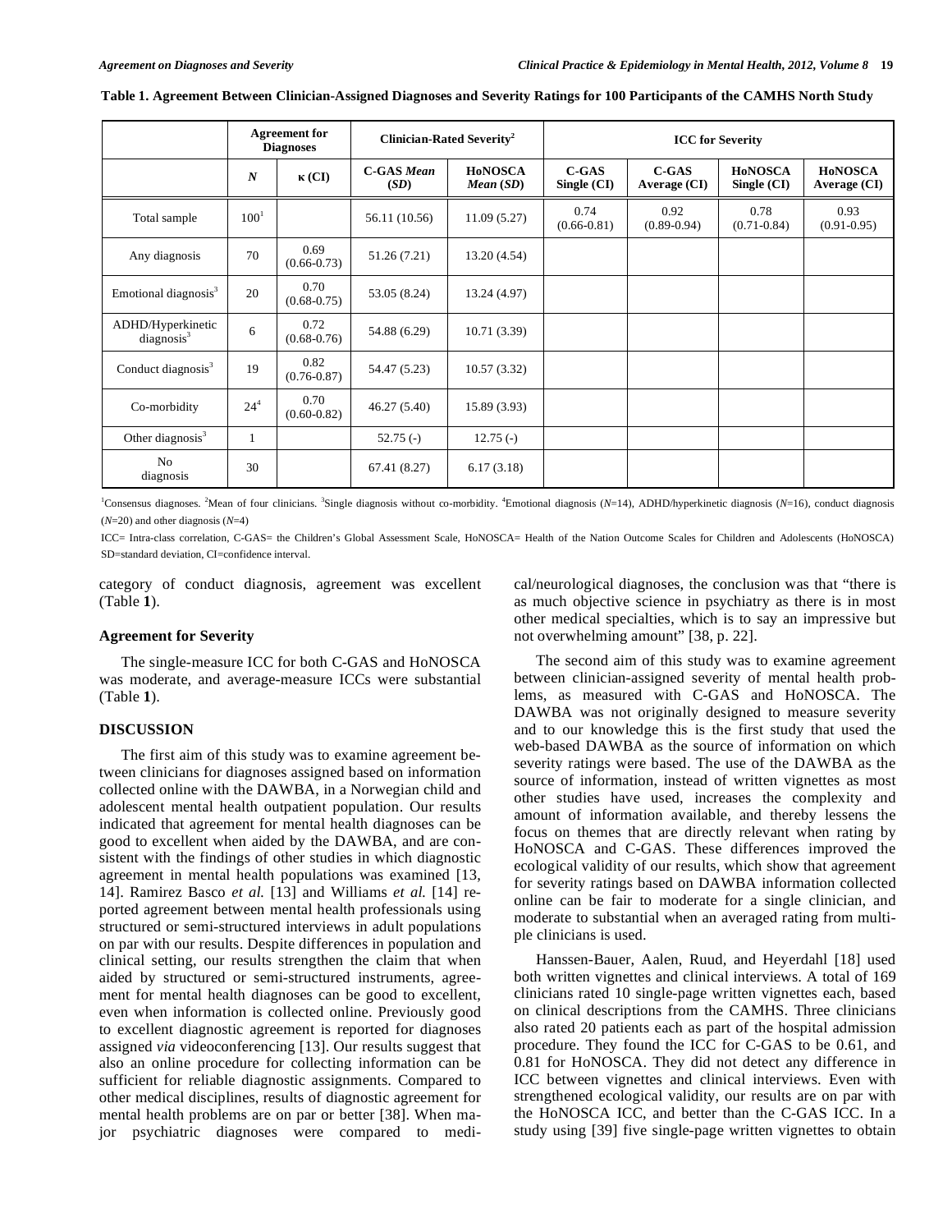**Table 1. Agreement Between Clinician-Assigned Diagnoses and Severity Ratings for 100 Participants of the CAMHS North Study**

| | Agreement for Diagnoses | | Clinician-Rated Severity[2] | | ICC for Severity | | | |
|---|---|---|---|---|---|---|---|---|
| | *N* | κ (CI) | C-GAS *Mean* (*SD*) | HoNOSCA *Mean* (*SD*) | C-GAS Single (CI) | C-GAS Average (CI) | HoNOSCA Single (CI) | HoNOSCA Average (CI) |
| Total sample | 100[1] | | 56.11 (10.56) | 11.09 (5.27) | 0.74 (0.66-0.81) | 0.92 (0.89-0.94) | 0.78 (0.71-0.84) | 0.93 (0.91-0.95) |
| Any diagnosis | 70 | 0.69 (0.66-0.73) | 51.26 (7.21) | 13.20 (4.54) | | | | |
| Emotional diagnosis[3] | 20 | 0.70 (0.68-0.75) | 53.05 (8.24) | 13.24 (4.97) | | | | |
| ADHD/Hyperkinetic diagnosis[3] | 6 | 0.72 (0.68-0.76) | 54.88 (6.29) | 10.71 (3.39) | | | | |
| Conduct diagnosis[3] | 19 | 0.82 (0.76-0.87) | 54.47 (5.23) | 10.57 (3.32) | | | | |
| Co-morbidity | 24[4] | 0.70 (0.60-0.82) | 46.27 (5.40) | 15.89 (3.93) | | | | |
| Other diagnosis[3] | 1 | | 52.75 (-) | 12.75 (-) | | | | |
| No diagnosis | 30 | | 67.41 (8.27) | 6.17 (3.18) | | | | |

[1]Consensus diagnoses. [2]Mean of four clinicians. [3]Single diagnosis without co-morbidity. [4]Emotional diagnosis (*N*=14), ADHD/hyperkinetic diagnosis (*N*=16), conduct diagnosis (*N*=20) and other diagnosis (*N*=4)

ICC= Intra-class correlation, C-GAS= the Children's Global Assessment Scale, HoNOSCA= Health of the Nation Outcome Scales for Children and Adolescents (HoNOSCA) SD=standard deviation, CI=confidence interval.

category of conduct diagnosis, agreement was excellent (Table **1**).

### Agreement for Severity

The single-measure ICC for both C-GAS and HoNOSCA was moderate, and average-measure ICCs were substantial (Table **1**).

## DISCUSSION

The first aim of this study was to examine agreement between clinicians for diagnoses assigned based on information collected online with the DAWBA, in a Norwegian child and adolescent mental health outpatient population. Our results indicated that agreement for mental health diagnoses can be good to excellent when aided by the DAWBA, and are consistent with the findings of other studies in which diagnostic agreement in mental health populations was examined [13, 14]. Ramirez Basco *et al.* [13] and Williams *et al.* [14] reported agreement between mental health professionals using structured or semi-structured interviews in adult populations on par with our results. Despite differences in population and clinical setting, our results strengthen the claim that when aided by structured or semi-structured instruments, agreement for mental health diagnoses can be good to excellent, even when information is collected online. Previously good to excellent diagnostic agreement is reported for diagnoses assigned *via* videoconferencing [13]. Our results suggest that also an online procedure for collecting information can be sufficient for reliable diagnostic assignments. Compared to other medical disciplines, results of diagnostic agreement for mental health problems are on par or better [38]. When major psychiatric diagnoses were compared to medical/neurological diagnoses, the conclusion was that "there is as much objective science in psychiatry as there is in most other medical specialties, which is to say an impressive but not overwhelming amount" [38, p. 22].

The second aim of this study was to examine agreement between clinician-assigned severity of mental health problems, as measured with C-GAS and HoNOSCA. The DAWBA was not originally designed to measure severity and to our knowledge this is the first study that used the web-based DAWBA as the source of information on which severity ratings were based. The use of the DAWBA as the source of information, instead of written vignettes as most other studies have used, increases the complexity and amount of information available, and thereby lessens the focus on themes that are directly relevant when rating by HoNOSCA and C-GAS. These differences improved the ecological validity of our results, which show that agreement for severity ratings based on DAWBA information collected online can be fair to moderate for a single clinician, and moderate to substantial when an averaged rating from multiple clinicians is used.

Hanssen-Bauer, Aalen, Ruud, and Heyerdahl [18] used both written vignettes and clinical interviews. A total of 169 clinicians rated 10 single-page written vignettes each, based on clinical descriptions from the CAMHS. Three clinicians also rated 20 patients each as part of the hospital admission procedure. They found the ICC for C-GAS to be 0.61, and 0.81 for HoNOSCA. They did not detect any difference in ICC between vignettes and clinical interviews. Even with strengthened ecological validity, our results are on par with the HoNOSCA ICC, and better than the C-GAS ICC. In a study using [39] five single-page written vignettes to obtain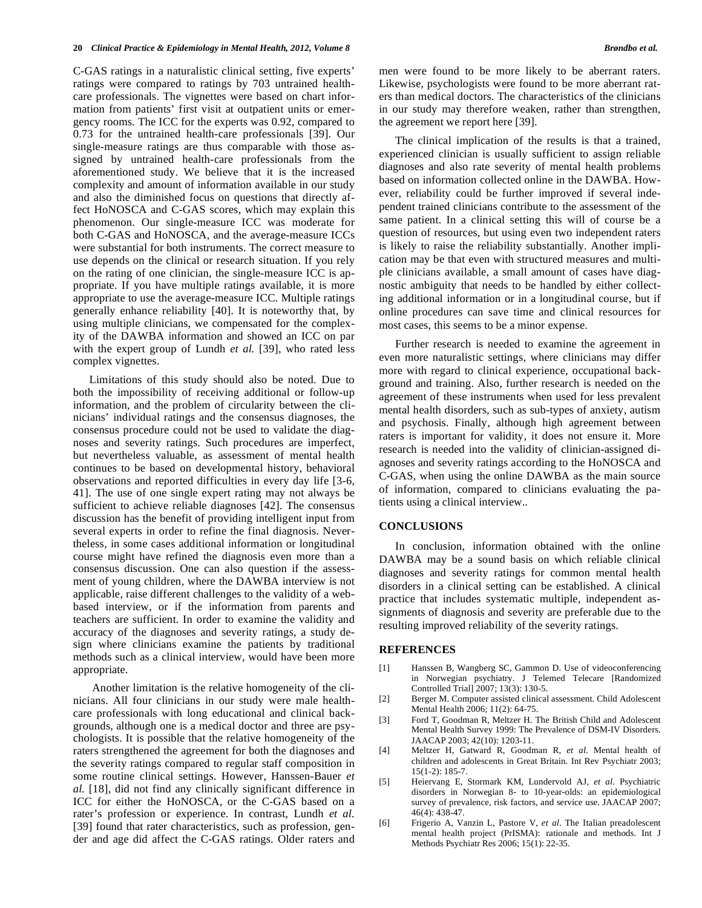C-GAS ratings in a naturalistic clinical setting, five experts' ratings were compared to ratings by 703 untrained health-care professionals. The vignettes were based on chart information from patients' first visit at outpatient units or emergency rooms. The ICC for the experts was 0.92, compared to 0.73 for the untrained health-care professionals [39]. Our single-measure ratings are thus comparable with those assigned by untrained health-care professionals from the aforementioned study. We believe that it is the increased complexity and amount of information available in our study and also the diminished focus on questions that directly affect HoNOSCA and C-GAS scores, which may explain this phenomenon. Our single-measure ICC was moderate for both C-GAS and HoNOSCA, and the average-measure ICCs were substantial for both instruments. The correct measure to use depends on the clinical or research situation. If you rely on the rating of one clinician, the single-measure ICC is appropriate. If you have multiple ratings available, it is more appropriate to use the average-measure ICC. Multiple ratings generally enhance reliability [40]. It is noteworthy that, by using multiple clinicians, we compensated for the complexity of the DAWBA information and showed an ICC on par with the expert group of Lundh *et al.* [39], who rated less complex vignettes.

Limitations of this study should also be noted. Due to both the impossibility of receiving additional or follow-up information, and the problem of circularity between the clinicians' individual ratings and the consensus diagnoses, the consensus procedure could not be used to validate the diagnoses and severity ratings. Such procedures are imperfect, but nevertheless valuable, as assessment of mental health continues to be based on developmental history, behavioral observations and reported difficulties in every day life [3-6, 41]. The use of one single expert rating may not always be sufficient to achieve reliable diagnoses [42]. The consensus discussion has the benefit of providing intelligent input from several experts in order to refine the final diagnosis. Nevertheless, in some cases additional information or longitudinal course might have refined the diagnosis even more than a consensus discussion. One can also question if the assessment of young children, where the DAWBA interview is not applicable, raise different challenges to the validity of a web-based interview, or if the information from parents and teachers are sufficient. In order to examine the validity and accuracy of the diagnoses and severity ratings, a study design where clinicians examine the patients by traditional methods such as a clinical interview, would have been more appropriate.

Another limitation is the relative homogeneity of the clinicians. All four clinicians in our study were male health-care professionals with long educational and clinical backgrounds, although one is a medical doctor and three are psychologists. It is possible that the relative homogeneity of the raters strengthened the agreement for both the diagnoses and the severity ratings compared to regular staff composition in some routine clinical settings. However, Hanssen-Bauer *et al.* [18], did not find any clinically significant difference in ICC for either the HoNOSCA, or the C-GAS based on a rater's profession or experience. In contrast, Lundh *et al.* [39] found that rater characteristics, such as profession, gender and age did affect the C-GAS ratings. Older raters and men were found to be more likely to be aberrant raters. Likewise, psychologists were found to be more aberrant raters than medical doctors. The characteristics of the clinicians in our study may therefore weaken, rather than strengthen, the agreement we report here [39].

The clinical implication of the results is that a trained, experienced clinician is usually sufficient to assign reliable diagnoses and also rate severity of mental health problems based on information collected online in the DAWBA. However, reliability could be further improved if several independent trained clinicians contribute to the assessment of the same patient. In a clinical setting this will of course be a question of resources, but using even two independent raters is likely to raise the reliability substantially. Another implication may be that even with structured measures and multiple clinicians available, a small amount of cases have diagnostic ambiguity that needs to be handled by either collecting additional information or in a longitudinal course, but if online procedures can save time and clinical resources for most cases, this seems to be a minor expense.

Further research is needed to examine the agreement in even more naturalistic settings, where clinicians may differ more with regard to clinical experience, occupational background and training. Also, further research is needed on the agreement of these instruments when used for less prevalent mental health disorders, such as sub-types of anxiety, autism and psychosis. Finally, although high agreement between raters is important for validity, it does not ensure it. More research is needed into the validity of clinician-assigned diagnoses and severity ratings according to the HoNOSCA and C-GAS, when using the online DAWBA as the main source of information, compared to clinicians evaluating the patients using a clinical interview..

## CONCLUSIONS

In conclusion, information obtained with the online DAWBA may be a sound basis on which reliable clinical diagnoses and severity ratings for common mental health disorders in a clinical setting can be established. A clinical practice that includes systematic multiple, independent assignments of diagnosis and severity are preferable due to the resulting improved reliability of the severity ratings.

## REFERENCES

[1] Hanssen B, Wangberg SC, Gammon D. Use of videoconferencing in Norwegian psychiatry. J Telemed Telecare [Randomized Controlled Trial] 2007; 13(3): 130-5.

[2] Berger M. Computer assisted clinical assessment. Child Adolescent Mental Health 2006; 11(2): 64-75.

[3] Ford T, Goodman R, Meltzer H. The British Child and Adolescent Mental Health Survey 1999: The Prevalence of DSM-IV Disorders. JAACAP 2003; 42(10): 1203-11.

[4] Meltzer H, Gatward R, Goodman R, *et al.* Mental health of children and adolescents in Great Britain. Int Rev Psychiatr 2003; 15(1-2): 185-7.

[5] Heiervang E, Stormark KM, Lundervold AJ, *et al*. Psychiatric disorders in Norwegian 8- to 10-year-olds: an epidemiological survey of prevalence, risk factors, and service use. JAACAP 2007; 46(4): 438-47.

[6] Frigerio A, Vanzin L, Pastore V, *et al*. The Italian preadolescent mental health project (PrISMA): rationale and methods. Int J Methods Psychiatr Res 2006; 15(1): 22-35.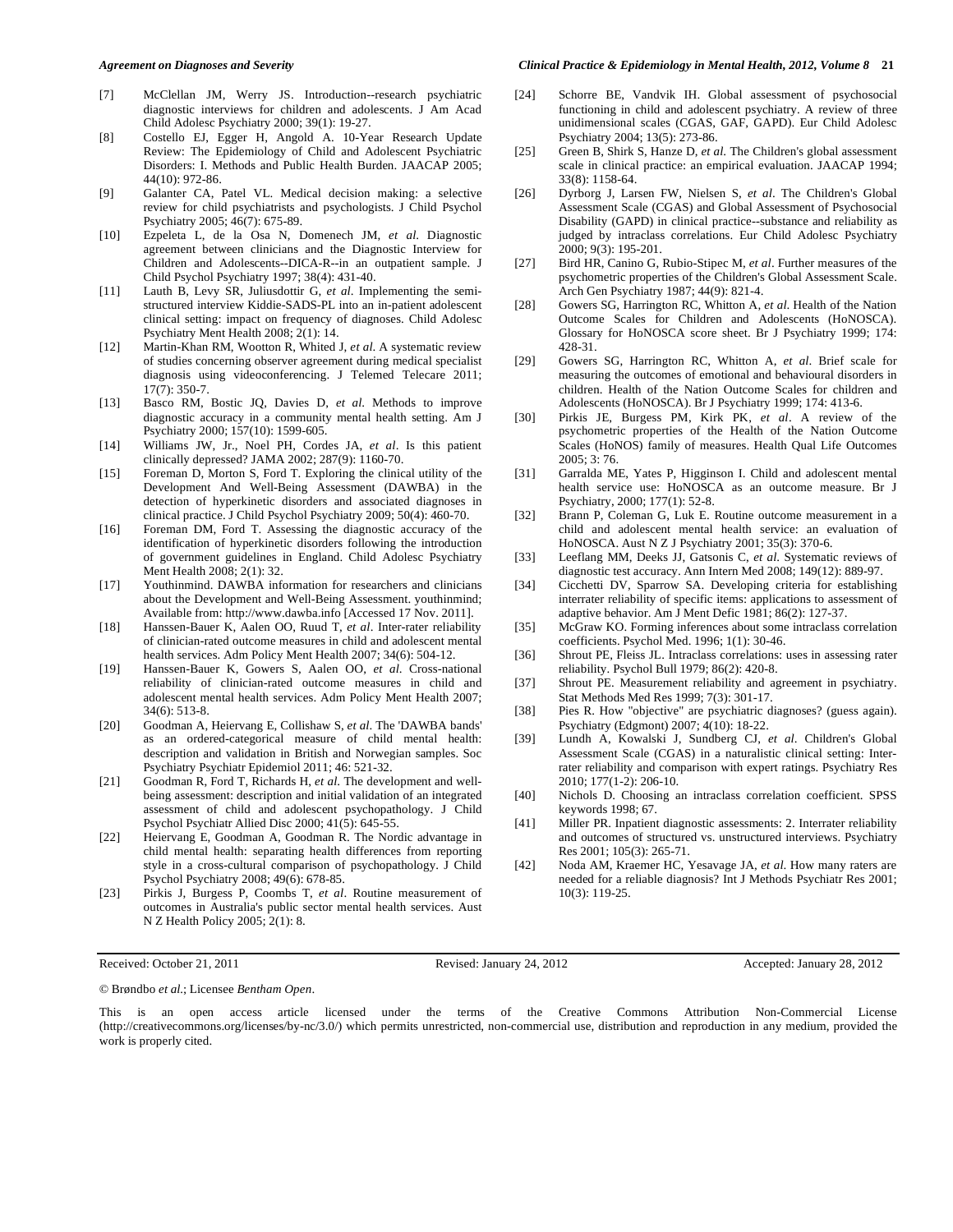[7] McClellan JM, Werry JS. Introduction--research psychiatric diagnostic interviews for children and adolescents. J Am Acad Child Adolesc Psychiatry 2000; 39(1): 19-27.

[8] Costello EJ, Egger H, Angold A. 10-Year Research Update Review: The Epidemiology of Child and Adolescent Psychiatric Disorders: I. Methods and Public Health Burden. JAACAP 2005; 44(10): 972-86.

[9] Galanter CA, Patel VL. Medical decision making: a selective review for child psychiatrists and psychologists. J Child Psychol Psychiatry 2005; 46(7): 675-89.

[10] Ezpeleta L, de la Osa N, Domenech JM, *et al.* Diagnostic agreement between clinicians and the Diagnostic Interview for Children and Adolescents--DICA-R--in an outpatient sample. J Child Psychol Psychiatry 1997; 38(4): 431-40.

[11] Lauth B, Levy SR, Juliusdottir G, *et al*. Implementing the semi-structured interview Kiddie-SADS-PL into an in-patient adolescent clinical setting: impact on frequency of diagnoses. Child Adolesc Psychiatry Ment Health 2008; 2(1): 14.

[12] Martin-Khan RM, Wootton R, Whited J, *et al*. A systematic review of studies concerning observer agreement during medical specialist diagnosis using videoconferencing. J Telemed Telecare 2011; 17(7): 350-7.

[13] Basco RM, Bostic JQ, Davies D, *et al.* Methods to improve diagnostic accuracy in a community mental health setting. Am J Psychiatry 2000; 157(10): 1599-605.

[14] Williams JW, Jr., Noel PH, Cordes JA, *et al*. Is this patient clinically depressed? JAMA 2002; 287(9): 1160-70.

[15] Foreman D, Morton S, Ford T. Exploring the clinical utility of the Development And Well-Being Assessment (DAWBA) in the detection of hyperkinetic disorders and associated diagnoses in clinical practice. J Child Psychol Psychiatry 2009; 50(4): 460-70.

[16] Foreman DM, Ford T. Assessing the diagnostic accuracy of the identification of hyperkinetic disorders following the introduction of government guidelines in England. Child Adolesc Psychiatry Ment Health 2008; 2(1): 32.

[17] Youthinmind. DAWBA information for researchers and clinicians about the Development and Well-Being Assessment. youthinmind; Available from: http://www.dawba.info [Accessed 17 Nov. 2011].

[18] Hanssen-Bauer K, Aalen OO, Ruud T, *et al*. Inter-rater reliability of clinician-rated outcome measures in child and adolescent mental health services. Adm Policy Ment Health 2007; 34(6): 504-12.

[19] Hanssen-Bauer K, Gowers S, Aalen OO, *et al.* Cross-national reliability of clinician-rated outcome measures in child and adolescent mental health services. Adm Policy Ment Health 2007; 34(6): 513-8.

[20] Goodman A, Heiervang E, Collishaw S, *et al*. The 'DAWBA bands' as an ordered-categorical measure of child mental health: description and validation in British and Norwegian samples. Soc Psychiatry Psychiatr Epidemiol 2011; 46: 521-32.

[21] Goodman R, Ford T, Richards H, *et al.* The development and well-being assessment: description and initial validation of an integrated assessment of child and adolescent psychopathology. J Child Psychol Psychiatr Allied Disc 2000; 41(5): 645-55.

[22] Heiervang E, Goodman A, Goodman R. The Nordic advantage in child mental health: separating health differences from reporting style in a cross-cultural comparison of psychopathology. J Child Psychol Psychiatry 2008; 49(6): 678-85.

[23] Pirkis J, Burgess P, Coombs T, *et al*. Routine measurement of outcomes in Australia's public sector mental health services. Aust N Z Health Policy 2005; 2(1): 8.

[24] Schorre BE, Vandvik IH. Global assessment of psychosocial functioning in child and adolescent psychiatry. A review of three unidimensional scales (CGAS, GAF, GAPD). Eur Child Adolesc Psychiatry 2004; 13(5): 273-86.

[25] Green B, Shirk S, Hanze D, *et al*. The Children's global assessment scale in clinical practice: an empirical evaluation. JAACAP 1994; 33(8): 1158-64.

[26] Dyrborg J, Larsen FW, Nielsen S, *et al*. The Children's Global Assessment Scale (CGAS) and Global Assessment of Psychosocial Disability (GAPD) in clinical practice--substance and reliability as judged by intraclass correlations. Eur Child Adolesc Psychiatry 2000; 9(3): 195-201.

[27] Bird HR, Canino G, Rubio-Stipec M, *et al*. Further measures of the psychometric properties of the Children's Global Assessment Scale. Arch Gen Psychiatry 1987; 44(9): 821-4.

[28] Gowers SG, Harrington RC, Whitton A, *et al.* Health of the Nation Outcome Scales for Children and Adolescents (HoNOSCA). Glossary for HoNOSCA score sheet. Br J Psychiatry 1999; 174: 428-31.

[29] Gowers SG, Harrington RC, Whitton A, *et al*. Brief scale for measuring the outcomes of emotional and behavioural disorders in children. Health of the Nation Outcome Scales for children and Adolescents (HoNOSCA). Br J Psychiatry 1999; 174: 413-6.

[30] Pirkis JE, Burgess PM, Kirk PK, *et al*. A review of the psychometric properties of the Health of the Nation Outcome Scales (HoNOS) family of measures. Health Qual Life Outcomes 2005; 3: 76.

[31] Garralda ME, Yates P, Higginson I. Child and adolescent mental health service use: HoNOSCA as an outcome measure. Br J Psychiatry, 2000; 177(1): 52-8.

[32] Brann P, Coleman G, Luk E. Routine outcome measurement in a child and adolescent mental health service: an evaluation of HoNOSCA. Aust N Z J Psychiatry 2001; 35(3): 370-6.

[33] Leeflang MM, Deeks JJ, Gatsonis C, *et al.* Systematic reviews of diagnostic test accuracy. Ann Intern Med 2008; 149(12): 889-97.

[34] Cicchetti DV, Sparrow SA. Developing criteria for establishing interrater reliability of specific items: applications to assessment of adaptive behavior. Am J Ment Defic 1981; 86(2): 127-37.

[35] McGraw KO. Forming inferences about some intraclass correlation coefficients. Psychol Med. 1996; 1(1): 30-46.

[36] Shrout PE, Fleiss JL. Intraclass correlations: uses in assessing rater reliability. Psychol Bull 1979; 86(2): 420-8.

[37] Shrout PE. Measurement reliability and agreement in psychiatry. Stat Methods Med Res 1999; 7(3): 301-17.

[38] Pies R. How "objective" are psychiatric diagnoses? (guess again). Psychiatry (Edgmont) 2007; 4(10): 18-22.

[39] Lundh A, Kowalski J, Sundberg CJ, *et al*. Children's Global Assessment Scale (CGAS) in a naturalistic clinical setting: Inter-rater reliability and comparison with expert ratings. Psychiatry Res 2010; 177(1-2): 206-10.

[40] Nichols D. Choosing an intraclass correlation coefficient. SPSS keywords 1998; 67.

[41] Miller PR. Inpatient diagnostic assessments: 2. Interrater reliability and outcomes of structured vs. unstructured interviews. Psychiatry Res 2001; 105(3): 265-71.

[42] Noda AM, Kraemer HC, Yesavage JA, *et al.* How many raters are needed for a reliable diagnosis? Int J Methods Psychiatr Res 2001; 10(3): 119-25.

Received: October 21, 2011 Revised: January 24, 2012 Accepted: January 28, 2012

© Brøndbo *et al*.; Licensee *Bentham Open*.

This is an open access article licensed under the terms of the Creative Commons Attribution Non-Commercial License (http://creativecommons.org/licenses/by-nc/3.0/) which permits unrestricted, non-commercial use, distribution and reproduction in any medium, provided the work is properly cited.